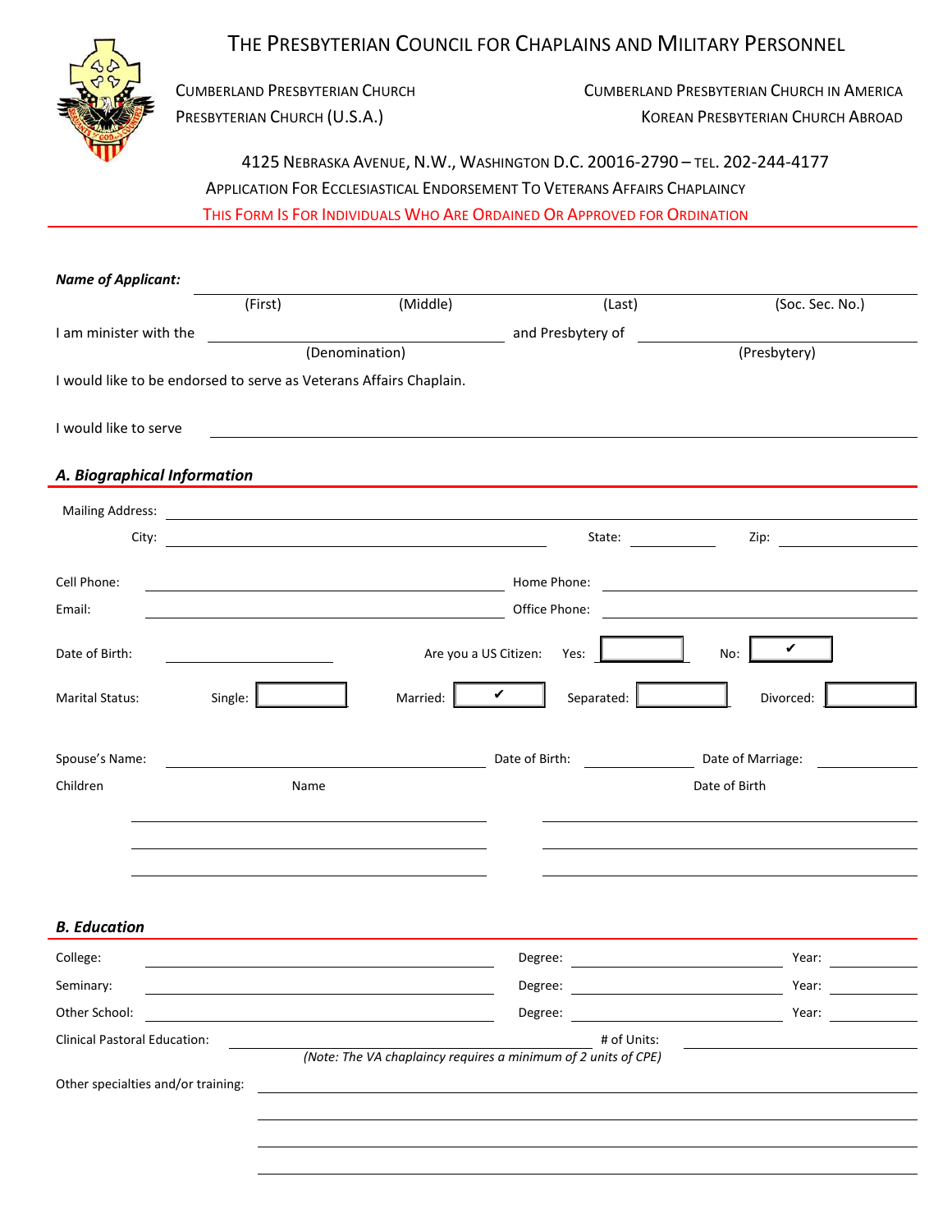# The Presbyterian Council for Chaplains and Military Personnel

Cumberland Presbyterian Church
Presbyterian Church (U.S.A.)

Cumberland Presbyterian Church in America
Korean Presbyterian Church Abroad

4125 Nebraska Avenue, N.W., Washington D.C. 20016-2790 – Tel. 202-244-4177

Application For Ecclesiastical Endorsement To Veterans Affairs Chaplaincy

This Form Is For Individuals Who Are Ordained Or Approved for Ordination

***Name of Applicant:*** ______________________________________________
(First) (Middle) (Last) (Soc. Sec. No.)

I am minister with the ______________________ and Presbytery of ______________________
(Denomination) (Presbytery)

I would like to be endorsed to serve as Veterans Affairs Chaplain.

I would like to serve ______________________________________________

## *A. Biographical Information*

Mailing Address: ______________________________________________

City: ______________________ State: __________ Zip: __________

Cell Phone: ______________________ Home Phone: ______________________

Email: ______________________ Office Phone: ______________________

Date of Birth: __________ Are you a US Citizen: Yes: ☐ No: ☑

Marital Status: Single: ☐ Married: ☑ Separated: ☐ Divorced: ☐

Spouse's Name: ______________________ Date of Birth: __________ Date of Marriage: __________

| Children Name | Date of Birth |
|---|---|
| | |
| | |
| | |

## *B. Education*

College: ______________________ Degree: ______________________ Year: __________

Seminary: ______________________ Degree: ______________________ Year: __________

Other School: ______________________ Degree: ______________________ Year: __________

Clinical Pastoral Education: ______________________ # of Units: __________

*(Note: The VA chaplaincy requires a minimum of 2 units of CPE)*

Other specialties and/or training: ______________________________________________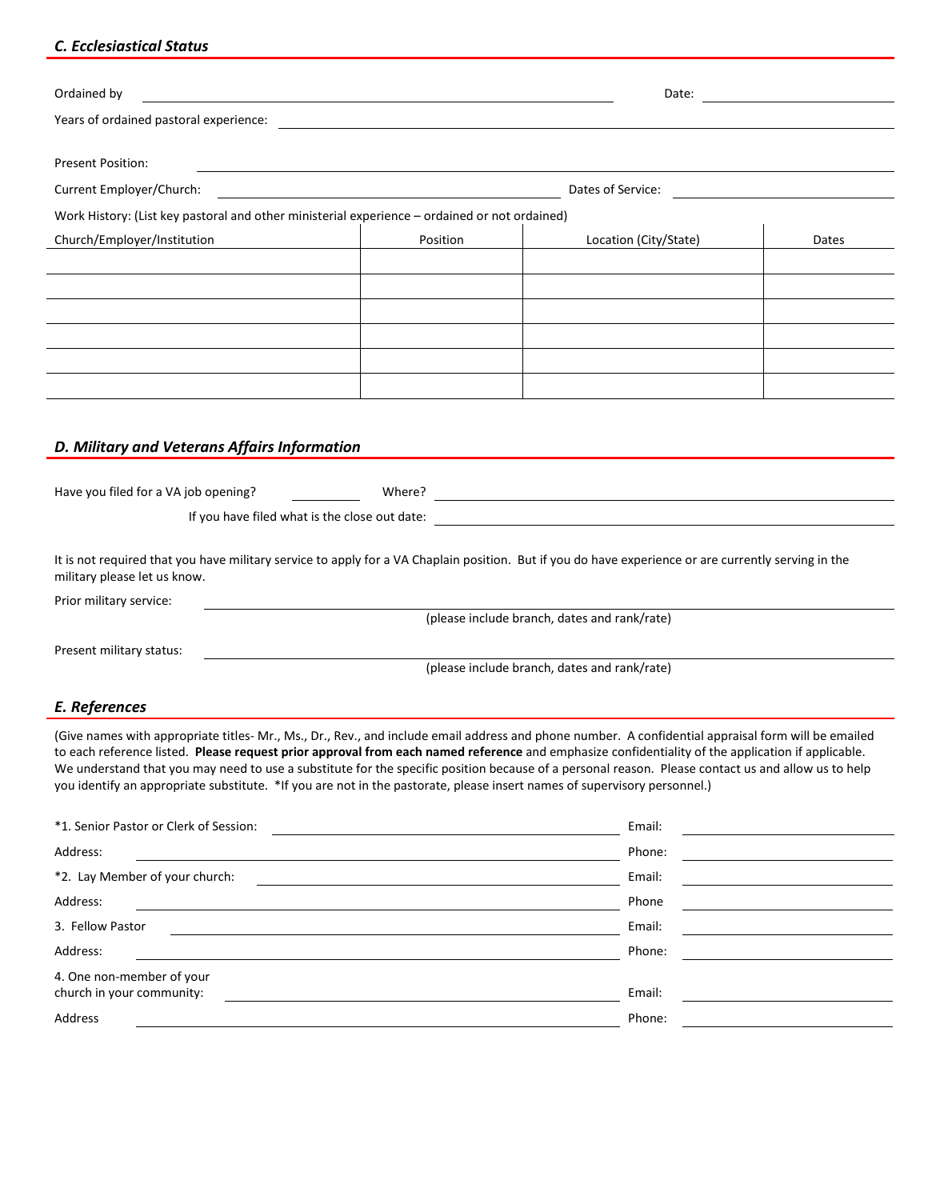### *C. Ecclesiastical Status*

Ordained by \_\_\_\_\_\_\_\_\_\_\_\_\_\_\_\_\_\_\_\_\_\_\_\_\_\_\_\_\_\_\_\_ Date: \_\_\_\_\_\_\_\_\_\_\_\_\_\_\_\_

Years of ordained pastoral experience: \_\_\_\_\_\_\_\_\_\_\_\_\_\_\_\_\_\_\_\_\_\_\_\_\_\_\_\_\_\_\_\_

Present Position: \_\_\_\_\_\_\_\_\_\_\_\_\_\_\_\_\_\_\_\_\_\_\_\_\_\_\_\_\_\_\_\_

Current Employer/Church: \_\_\_\_\_\_\_\_\_\_\_\_\_\_\_\_\_\_\_\_\_\_\_\_ Dates of Service: \_\_\_\_\_\_\_\_\_\_\_\_\_\_\_\_

Work History: (List key pastoral and other ministerial experience – ordained or not ordained)

| Church/Employer/Institution | Position | Location (City/State) | Dates |
|---|---|---|---|
| | | | |
| | | | |
| | | | |
| | | | |
| | | | |
| | | | |

### *D. Military and Veterans Affairs Information*

Have you filed for a VA job opening? \_\_\_\_\_\_\_\_ Where? \_\_\_\_\_\_\_\_\_\_\_\_\_\_\_\_\_\_\_\_\_\_\_\_\_\_\_\_\_\_\_\_

If you have filed what is the close out date: \_\_\_\_\_\_\_\_\_\_\_\_\_\_\_\_\_\_\_\_\_\_\_\_\_\_\_\_\_\_\_\_

It is not required that you have military service to apply for a VA Chaplain position. But if you do have experience or are currently serving in the military please let us know.

Prior military service: \_\_\_\_\_\_\_\_\_\_\_\_\_\_\_\_\_\_\_\_\_\_\_\_\_\_\_\_\_\_\_\_
(please include branch, dates and rank/rate)

Present military status: \_\_\_\_\_\_\_\_\_\_\_\_\_\_\_\_\_\_\_\_\_\_\_\_\_\_\_\_\_\_\_\_
(please include branch, dates and rank/rate)

### *E. References*

(Give names with appropriate titles- Mr., Ms., Dr., Rev., and include email address and phone number. A confidential appraisal form will be emailed to each reference listed. **Please request prior approval from each named reference** and emphasize confidentiality of the application if applicable. We understand that you may need to use a substitute for the specific position because of a personal reason. Please contact us and allow us to help you identify an appropriate substitute. *If you are not in the pastorate, please insert names of supervisory personnel.)

*1. Senior Pastor or Clerk of Session: \_\_\_\_\_\_\_\_\_\_\_\_\_\_\_\_\_\_\_\_\_\_\_\_ Email: \_\_\_\_\_\_\_\_\_\_\_\_\_\_\_\_

Address: \_\_\_\_\_\_\_\_\_\_\_\_\_\_\_\_\_\_\_\_\_\_\_\_ Phone: \_\_\_\_\_\_\_\_\_\_\_\_\_\_\_\_

*2. Lay Member of your church: \_\_\_\_\_\_\_\_\_\_\_\_\_\_\_\_\_\_\_\_\_\_\_\_ Email: \_\_\_\_\_\_\_\_\_\_\_\_\_\_\_\_

Address: \_\_\_\_\_\_\_\_\_\_\_\_\_\_\_\_\_\_\_\_\_\_\_\_ Phone \_\_\_\_\_\_\_\_\_\_\_\_\_\_\_\_

3. Fellow Pastor \_\_\_\_\_\_\_\_\_\_\_\_\_\_\_\_\_\_\_\_\_\_\_\_ Email: \_\_\_\_\_\_\_\_\_\_\_\_\_\_\_\_

Address: \_\_\_\_\_\_\_\_\_\_\_\_\_\_\_\_\_\_\_\_\_\_\_\_ Phone: \_\_\_\_\_\_\_\_\_\_\_\_\_\_\_\_

4. One non-member of your church in your community: \_\_\_\_\_\_\_\_\_\_\_\_\_\_\_\_\_\_\_\_\_\_\_\_ Email: \_\_\_\_\_\_\_\_\_\_\_\_\_\_\_\_

Address \_\_\_\_\_\_\_\_\_\_\_\_\_\_\_\_\_\_\_\_\_\_\_\_ Phone: \_\_\_\_\_\_\_\_\_\_\_\_\_\_\_\_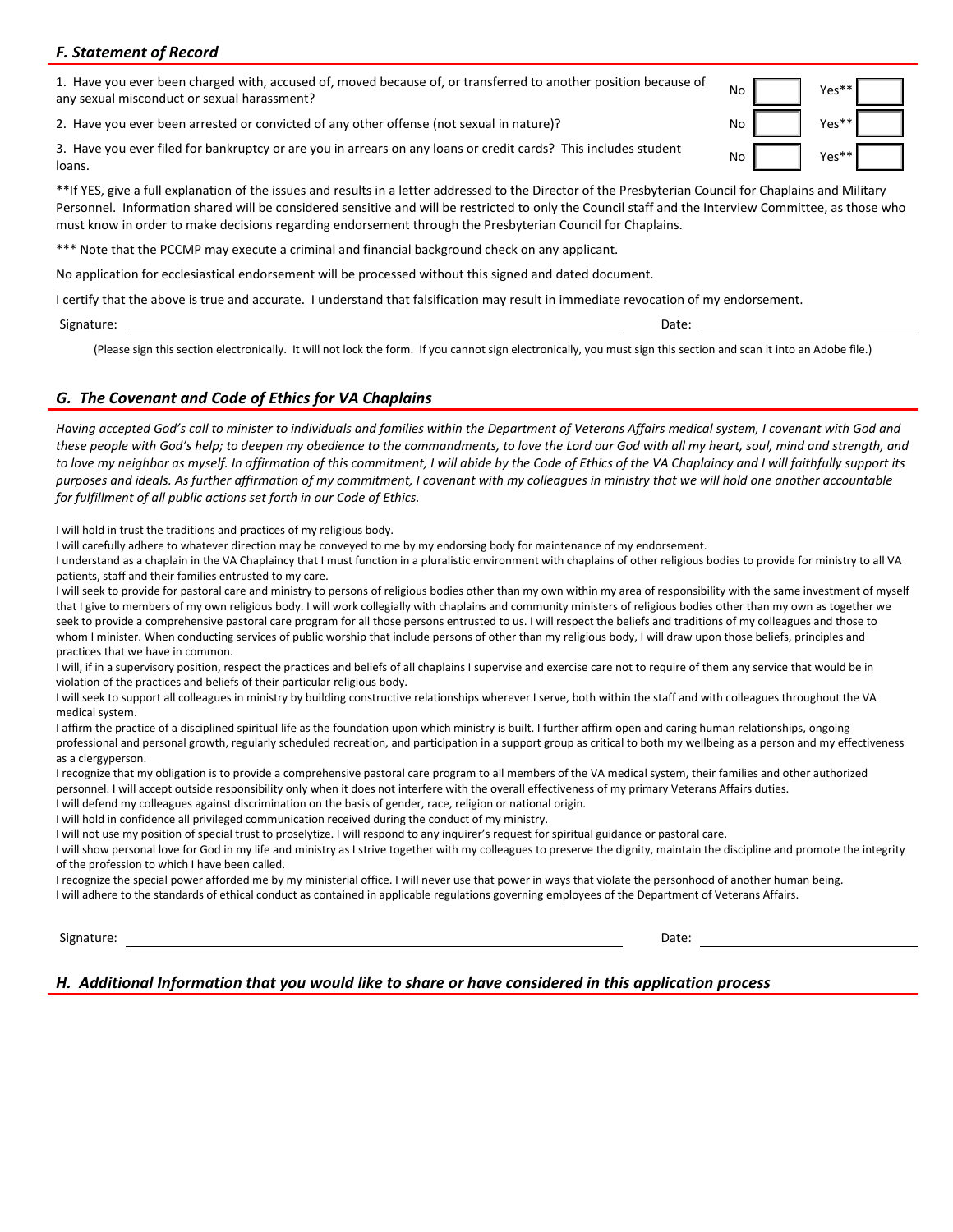## *F. Statement of Record*

| | No | | Yes** | |
|---|---|---|---|---|
| 1. Have you ever been charged with, accused of, moved because of, or transferred to another position because of any sexual misconduct or sexual harassment? | No | | Yes** | |
| 2. Have you ever been arrested or convicted of any other offense (not sexual in nature)? | No | | Yes** | |
| 3. Have you ever filed for bankruptcy or are you in arrears on any loans or credit cards? This includes student loans. | No | | Yes** | |

**If YES, give a full explanation of the issues and results in a letter addressed to the Director of the Presbyterian Council for Chaplains and Military Personnel. Information shared will be considered sensitive and will be restricted to only the Council staff and the Interview Committee, as those who must know in order to make decisions regarding endorsement through the Presbyterian Council for Chaplains.

*** Note that the PCCMP may execute a criminal and financial background check on any applicant.

No application for ecclesiastical endorsement will be processed without this signed and dated document.

I certify that the above is true and accurate. I understand that falsification may result in immediate revocation of my endorsement.

Signature: ______________________________ Date: ______________

(Please sign this section electronically. It will not lock the form. If you cannot sign electronically, you must sign this section and scan it into an Adobe file.)

## *G. The Covenant and Code of Ethics for VA Chaplains*

*Having accepted God's call to minister to individuals and families within the Department of Veterans Affairs medical system, I covenant with God and these people with God's help; to deepen my obedience to the commandments, to love the Lord our God with all my heart, soul, mind and strength, and to love my neighbor as myself. In affirmation of this commitment, I will abide by the Code of Ethics of the VA Chaplaincy and I will faithfully support its purposes and ideals. As further affirmation of my commitment, I covenant with my colleagues in ministry that we will hold one another accountable for fulfillment of all public actions set forth in our Code of Ethics.*

I will hold in trust the traditions and practices of my religious body.
I will carefully adhere to whatever direction may be conveyed to me by my endorsing body for maintenance of my endorsement.
I understand as a chaplain in the VA Chaplaincy that I must function in a pluralistic environment with chaplains of other religious bodies to provide for ministry to all VA patients, staff and their families entrusted to my care.
I will seek to provide for pastoral care and ministry to persons of religious bodies other than my own within my area of responsibility with the same investment of myself that I give to members of my own religious body. I will work collegially with chaplains and community ministers of religious bodies other than my own as together we seek to provide a comprehensive pastoral care program for all those persons entrusted to us. I will respect the beliefs and traditions of my colleagues and those to whom I minister. When conducting services of public worship that include persons of other than my religious body, I will draw upon those beliefs, principles and practices that we have in common.
I will, if in a supervisory position, respect the practices and beliefs of all chaplains I supervise and exercise care not to require of them any service that would be in violation of the practices and beliefs of their particular religious body.
I will seek to support all colleagues in ministry by building constructive relationships wherever I serve, both within the staff and with colleagues throughout the VA medical system.
I affirm the practice of a disciplined spiritual life as the foundation upon which ministry is built. I further affirm open and caring human relationships, ongoing professional and personal growth, regularly scheduled recreation, and participation in a support group as critical to both my wellbeing as a person and my effectiveness as a clergyperson.
I recognize that my obligation is to provide a comprehensive pastoral care program to all members of the VA medical system, their families and other authorized personnel. I will accept outside responsibility only when it does not interfere with the overall effectiveness of my primary Veterans Affairs duties.
I will defend my colleagues against discrimination on the basis of gender, race, religion or national origin.
I will hold in confidence all privileged communication received during the conduct of my ministry.
I will not use my position of special trust to proselytize. I will respond to any inquirer's request for spiritual guidance or pastoral care.
I will show personal love for God in my life and ministry as I strive together with my colleagues to preserve the dignity, maintain the discipline and promote the integrity of the profession to which I have been called.
I recognize the special power afforded me by my ministerial office. I will never use that power in ways that violate the personhood of another human being.
I will adhere to the standards of ethical conduct as contained in applicable regulations governing employees of the Department of Veterans Affairs.

Signature: ______________________________ Date: ______________

## *H. Additional Information that you would like to share or have considered in this application process*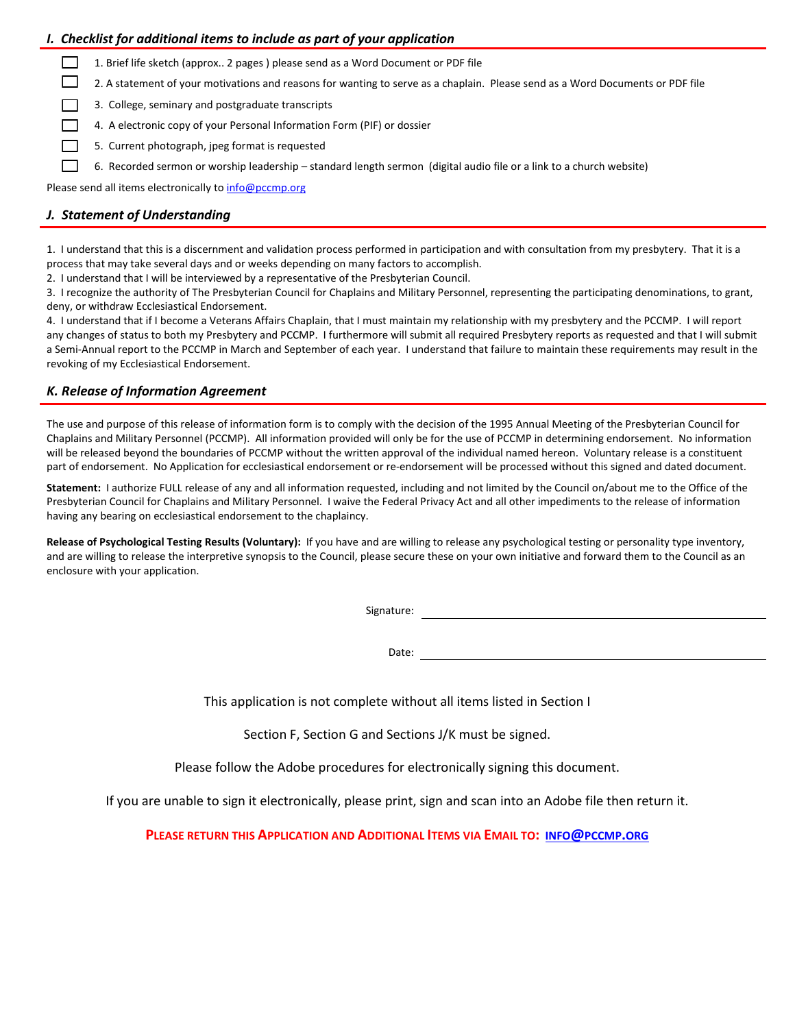## *I. Checklist for additional items to include as part of your application*

- ☐ 1. Brief life sketch (approx.. 2 pages ) please send as a Word Document or PDF file
- ☐ 2. A statement of your motivations and reasons for wanting to serve as a chaplain. Please send as a Word Documents or PDF file
- ☐ 3. College, seminary and postgraduate transcripts
- ☐ 4. A electronic copy of your Personal Information Form (PIF) or dossier
- ☐ 5. Current photograph, jpeg format is requested
- ☐ 6. Recorded sermon or worship leadership – standard length sermon (digital audio file or a link to a church website)

Please send all items electronically to info@pccmp.org

## *J. Statement of Understanding*

1. I understand that this is a discernment and validation process performed in participation and with consultation from my presbytery. That it is a process that may take several days and or weeks depending on many factors to accomplish.
2. I understand that I will be interviewed by a representative of the Presbyterian Council.
3. I recognize the authority of The Presbyterian Council for Chaplains and Military Personnel, representing the participating denominations, to grant, deny, or withdraw Ecclesiastical Endorsement.
4. I understand that if I become a Veterans Affairs Chaplain, that I must maintain my relationship with my presbytery and the PCCMP. I will report any changes of status to both my Presbytery and PCCMP. I furthermore will submit all required Presbytery reports as requested and that I will submit a Semi-Annual report to the PCCMP in March and September of each year. I understand that failure to maintain these requirements may result in the revoking of my Ecclesiastical Endorsement.

## *K. Release of Information Agreement*

The use and purpose of this release of information form is to comply with the decision of the 1995 Annual Meeting of the Presbyterian Council for Chaplains and Military Personnel (PCCMP). All information provided will only be for the use of PCCMP in determining endorsement. No information will be released beyond the boundaries of PCCMP without the written approval of the individual named hereon. Voluntary release is a constituent part of endorsement. No Application for ecclesiastical endorsement or re-endorsement will be processed without this signed and dated document.

**Statement:** I authorize FULL release of any and all information requested, including and not limited by the Council on/about me to the Office of the Presbyterian Council for Chaplains and Military Personnel. I waive the Federal Privacy Act and all other impediments to the release of information having any bearing on ecclesiastical endorsement to the chaplaincy.

**Release of Psychological Testing Results (Voluntary):** If you have and are willing to release any psychological testing or personality type inventory, and are willing to release the interpretive synopsis to the Council, please secure these on your own initiative and forward them to the Council as an enclosure with your application.

Signature: ______________________________

Date: ______________________________

This application is not complete without all items listed in Section I

Section F, Section G and Sections J/K must be signed.

Please follow the Adobe procedures for electronically signing this document.

If you are unable to sign it electronically, please print, sign and scan into an Adobe file then return it.

**PLEASE RETURN THIS APPLICATION AND ADDITIONAL ITEMS VIA EMAIL TO: INFO@PCCMP.ORG**